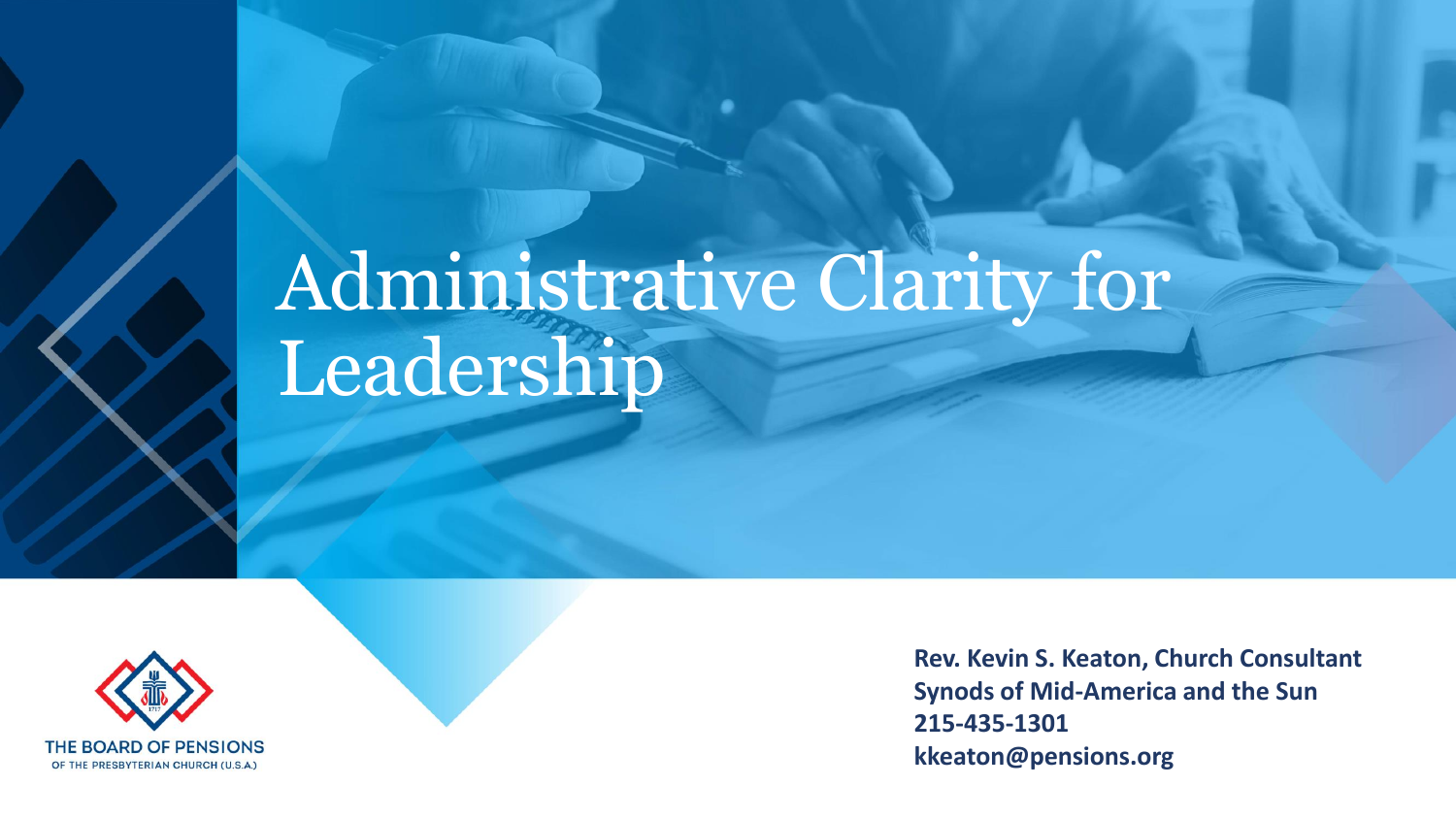# Administrative Clarity for Leadership

THE BOARD OF PENSIONS
OF THE PRESBYTERIAN CHURCH (U.S.A.)

**Rev. Kevin S. Keaton, Church Consultant**
**Synods of Mid-America and the Sun**
**215-435-1301**
**kkeaton@pensions.org**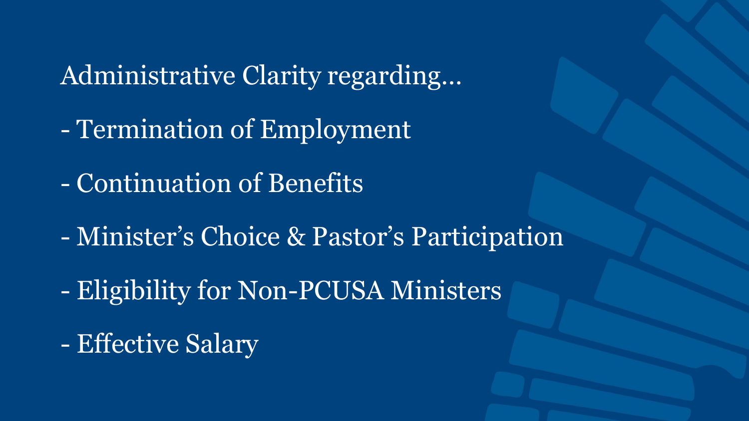Administrative Clarity regarding…

- Termination of Employment
- Continuation of Benefits
- Minister's Choice & Pastor's Participation
- Eligibility for Non-PCUSA Ministers
- Effective Salary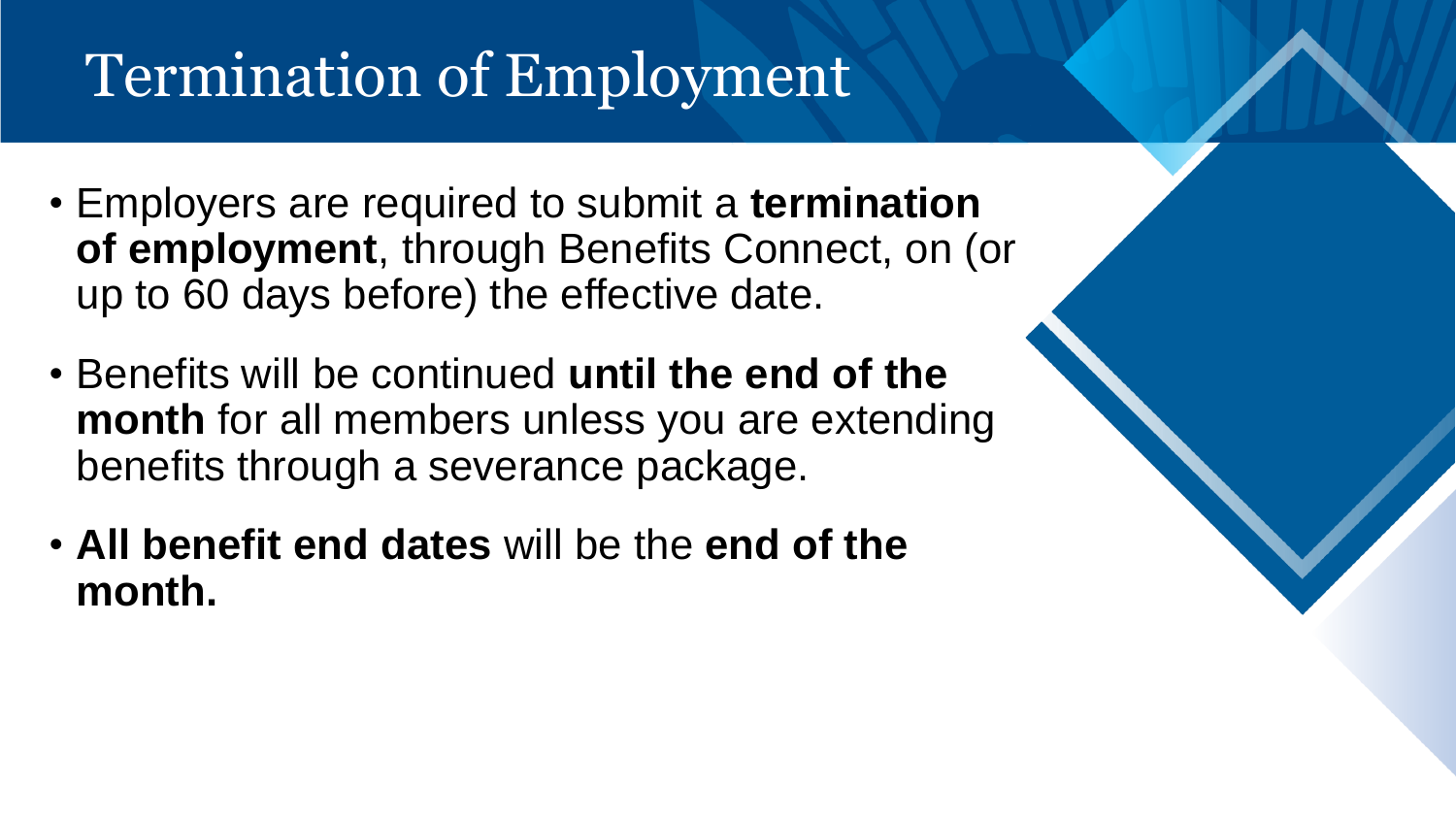# Termination of Employment

- Employers are required to submit a **termination of employment**, through Benefits Connect, on (or up to 60 days before) the effective date.
- Benefits will be continued **until the end of the month** for all members unless you are extending benefits through a severance package.
- **All benefit end dates** will be the **end of the month.**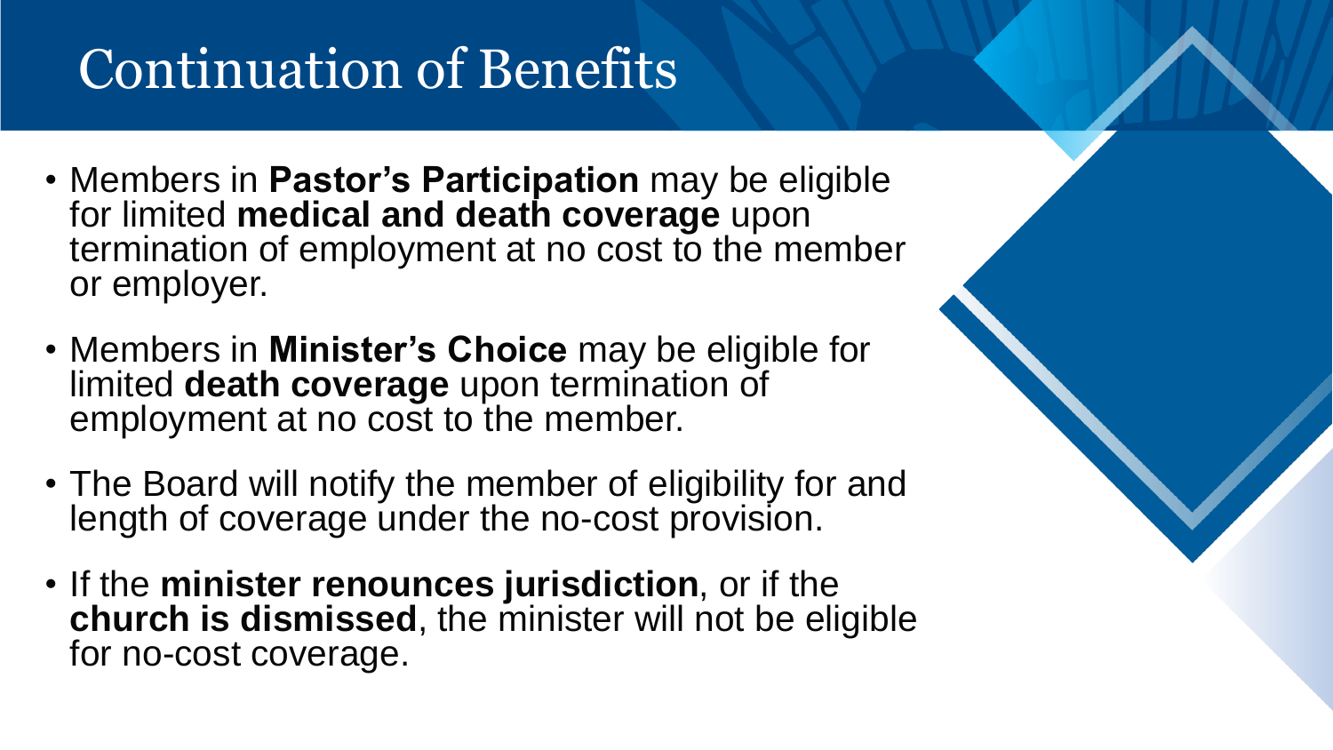# Continuation of Benefits

- Members in **Pastor's Participation** may be eligible for limited **medical and death coverage** upon termination of employment at no cost to the member or employer.
- Members in **Minister's Choice** may be eligible for limited **death coverage** upon termination of employment at no cost to the member.
- The Board will notify the member of eligibility for and length of coverage under the no-cost provision.
- If the **minister renounces jurisdiction**, or if the **church is dismissed**, the minister will not be eligible for no-cost coverage.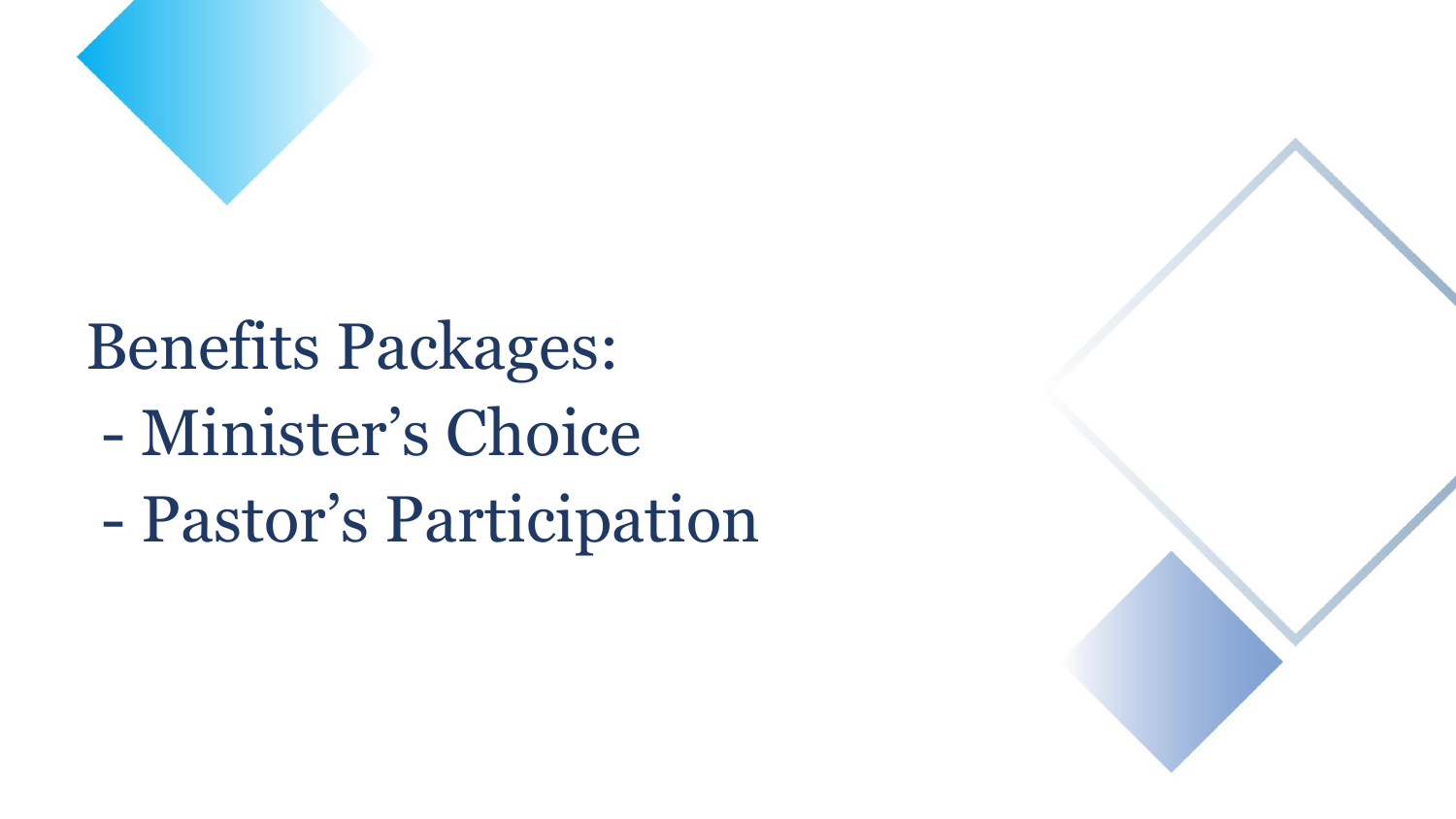# Benefits Packages:

- Minister's Choice
- Pastor's Participation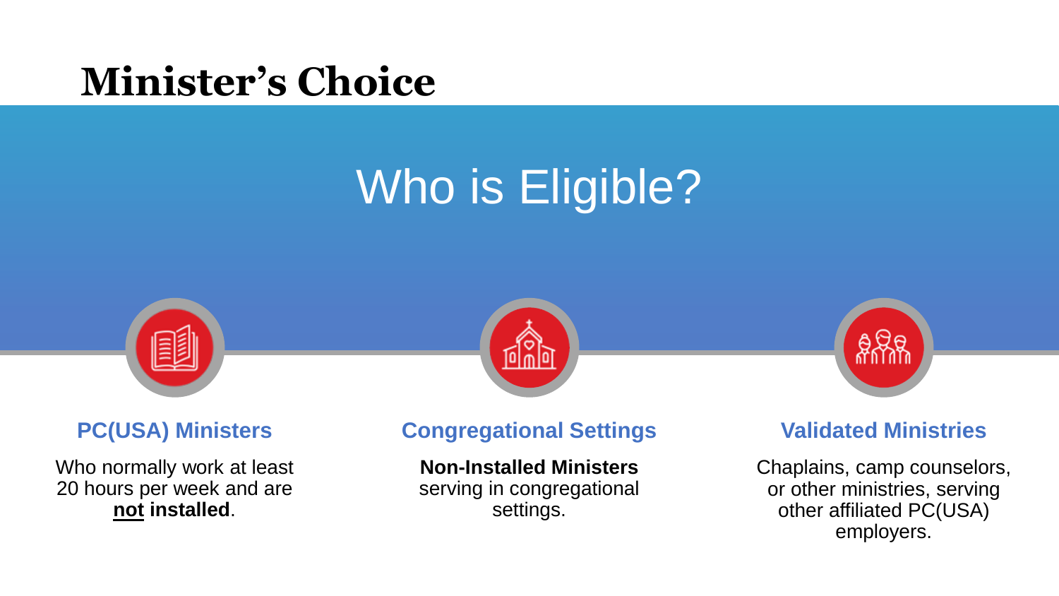# Minister's Choice

## Who is Eligible?

### PC(USA) Ministers

Who normally work at least 20 hours per week and are **not installed**.

### Congregational Settings

**Non-Installed Ministers** serving in congregational settings.

### Validated Ministries

Chaplains, camp counselors, or other ministries, serving other affiliated PC(USA) employers.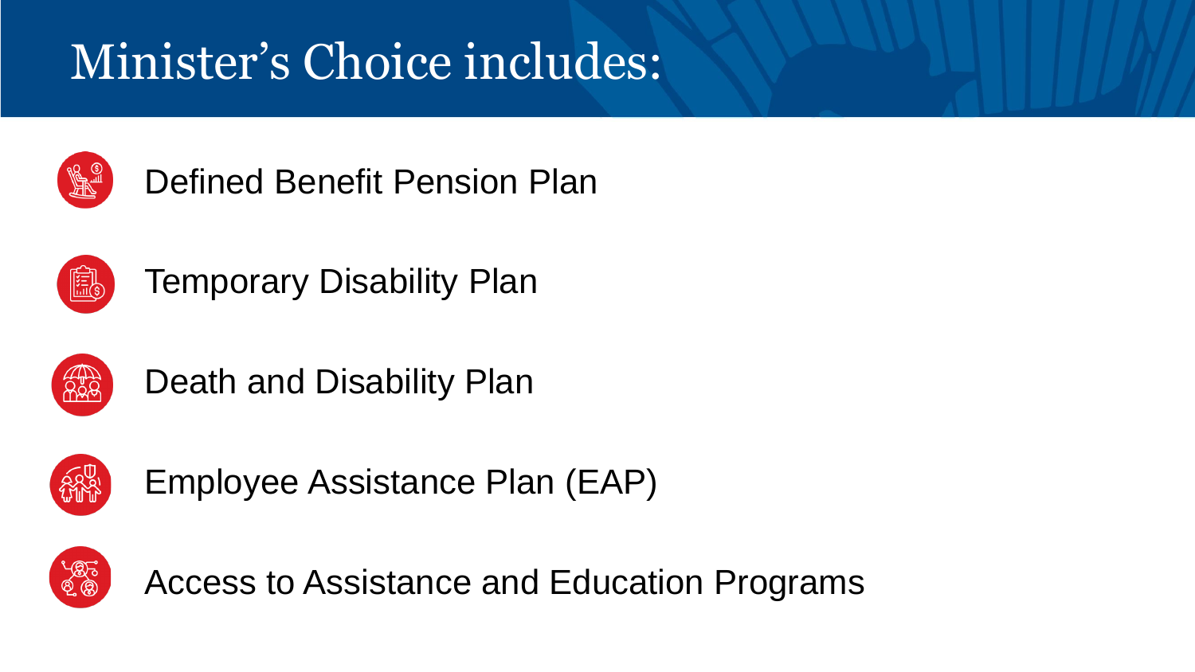# Minister's Choice includes:

- Defined Benefit Pension Plan
- Temporary Disability Plan
- Death and Disability Plan
- Employee Assistance Plan (EAP)
- Access to Assistance and Education Programs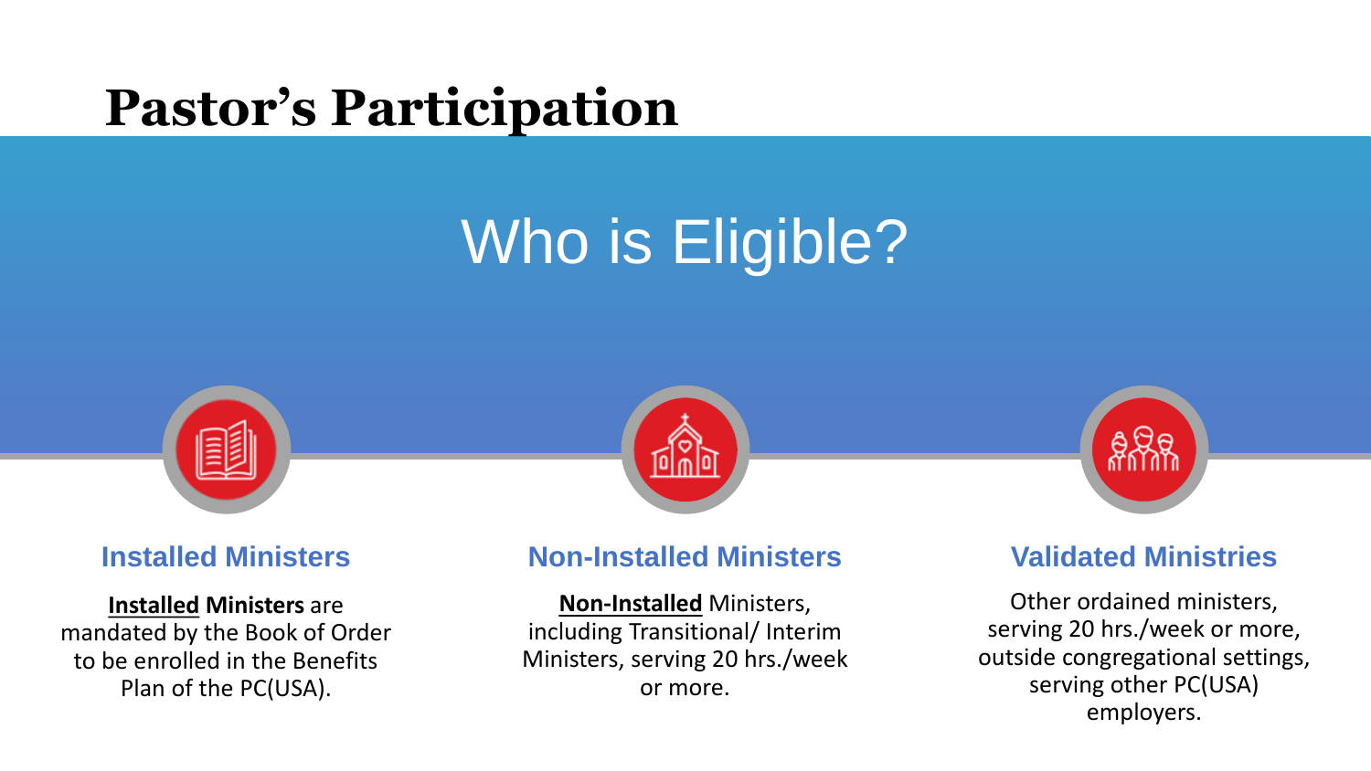# Pastor's Participation

## Who is Eligible?

### Installed Ministers

**Installed Ministers** are mandated by the Book of Order to be enrolled in the Benefits Plan of the PC(USA).

### Non-Installed Ministers

**Non-Installed** Ministers, including Transitional/ Interim Ministers, serving 20 hrs./week or more.

### Validated Ministries

Other ordained ministers, serving 20 hrs./week or more, outside congregational settings, serving other PC(USA) employers.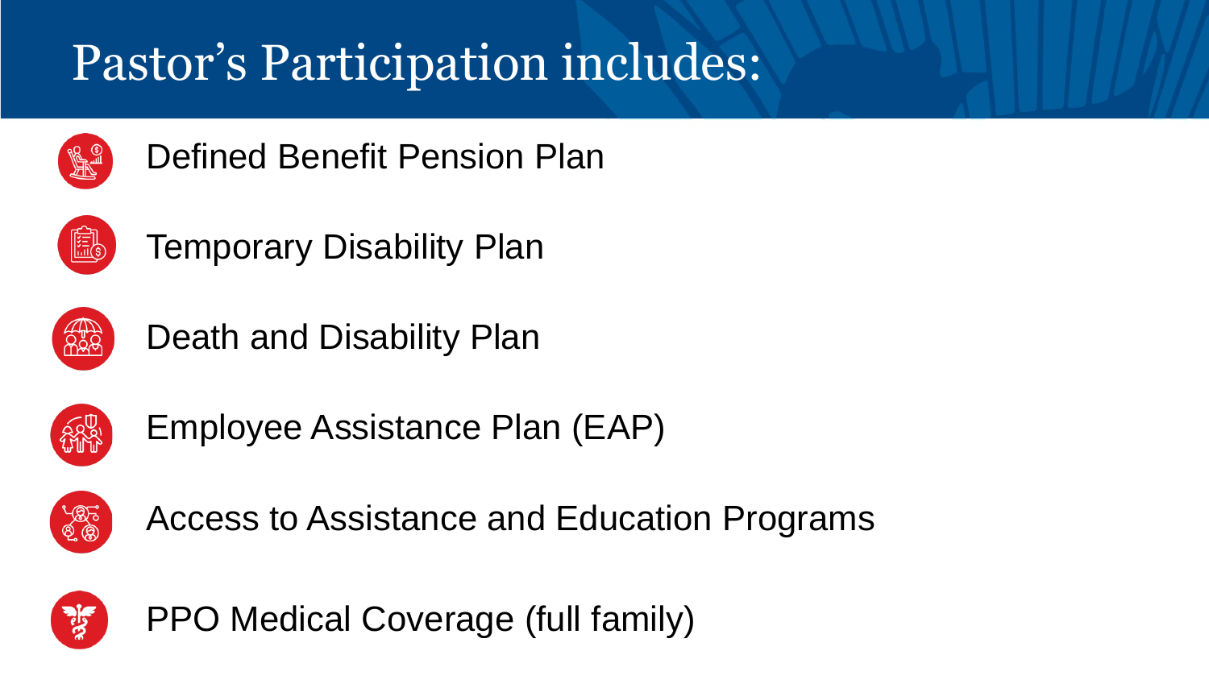# Pastor’s Participation includes:

- Defined Benefit Pension Plan
- Temporary Disability Plan
- Death and Disability Plan
- Employee Assistance Plan (EAP)
- Access to Assistance and Education Programs
- PPO Medical Coverage (full family)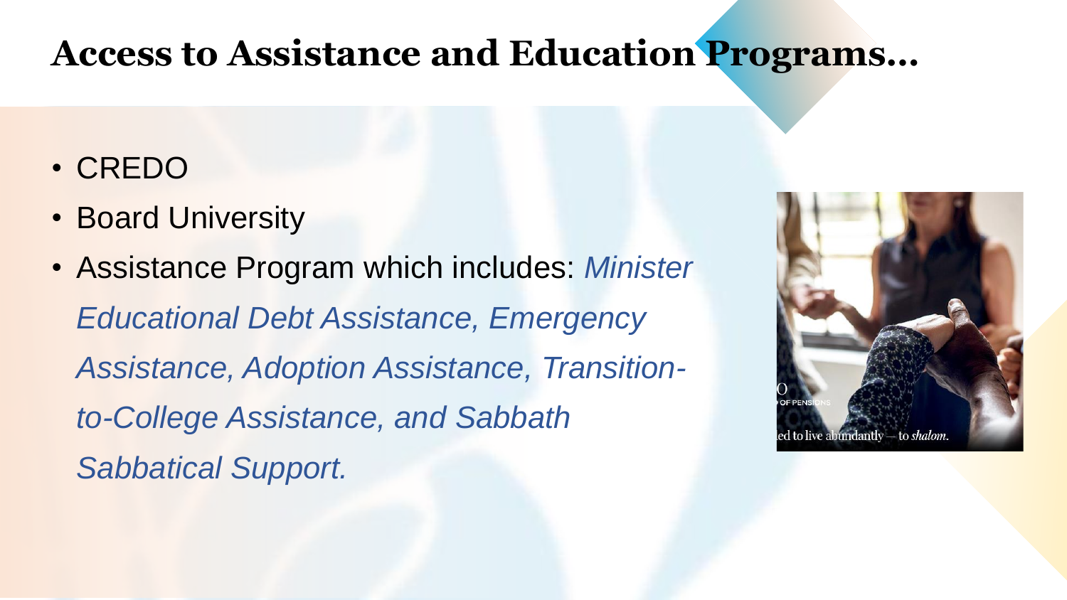# Access to Assistance and Education Programs…

- CREDO
- Board University
- Assistance Program which includes: *Minister Educational Debt Assistance, Emergency Assistance, Adoption Assistance, Transition-to-College Assistance, and Sabbath Sabbatical Support.*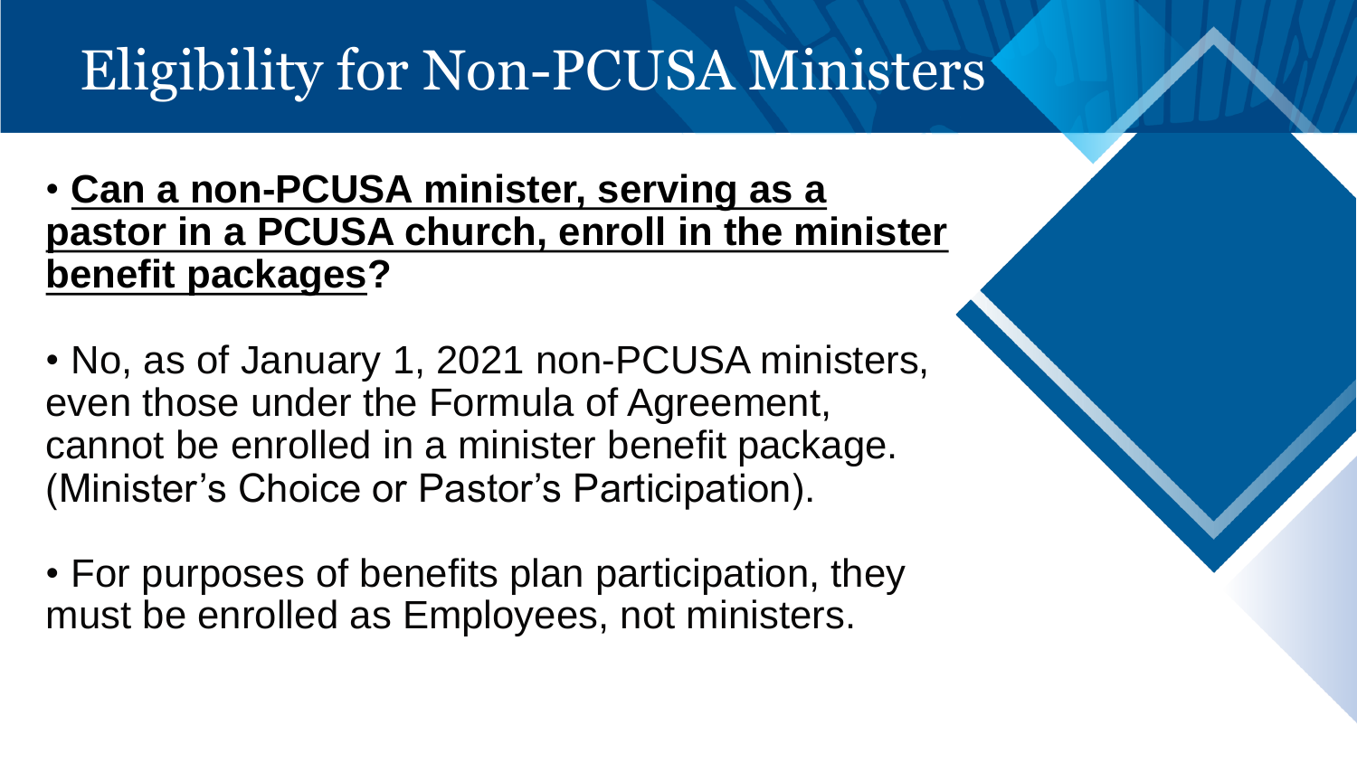# Eligibility for Non-PCUSA Ministers

- **Can a non-PCUSA minister, serving as a pastor in a PCUSA church, enroll in the minister benefit packages?**

- No, as of January 1, 2021 non-PCUSA ministers, even those under the Formula of Agreement, cannot be enrolled in a minister benefit package. (Minister's Choice or Pastor's Participation).

- For purposes of benefits plan participation, they must be enrolled as Employees, not ministers.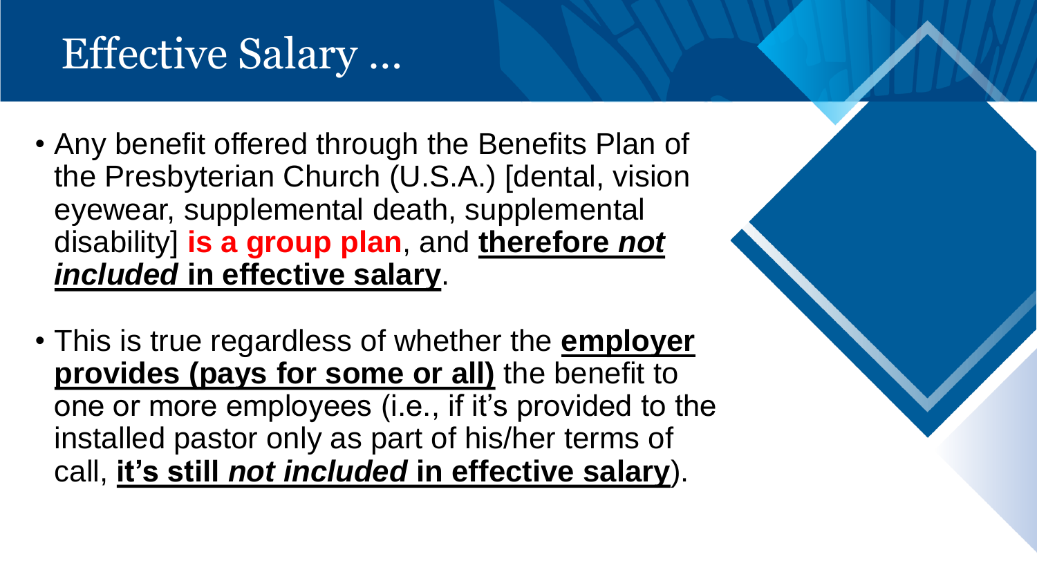# Effective Salary …

- Any benefit offered through the Benefits Plan of the Presbyterian Church (U.S.A.) [dental, vision eyewear, supplemental death, supplemental disability] **is a group plan**, and **therefore *not included* in effective salary**.
- This is true regardless of whether the **employer provides (pays for some or all)** the benefit to one or more employees (i.e., if it's provided to the installed pastor only as part of his/her terms of call, **it's still *not included* in effective salary**).